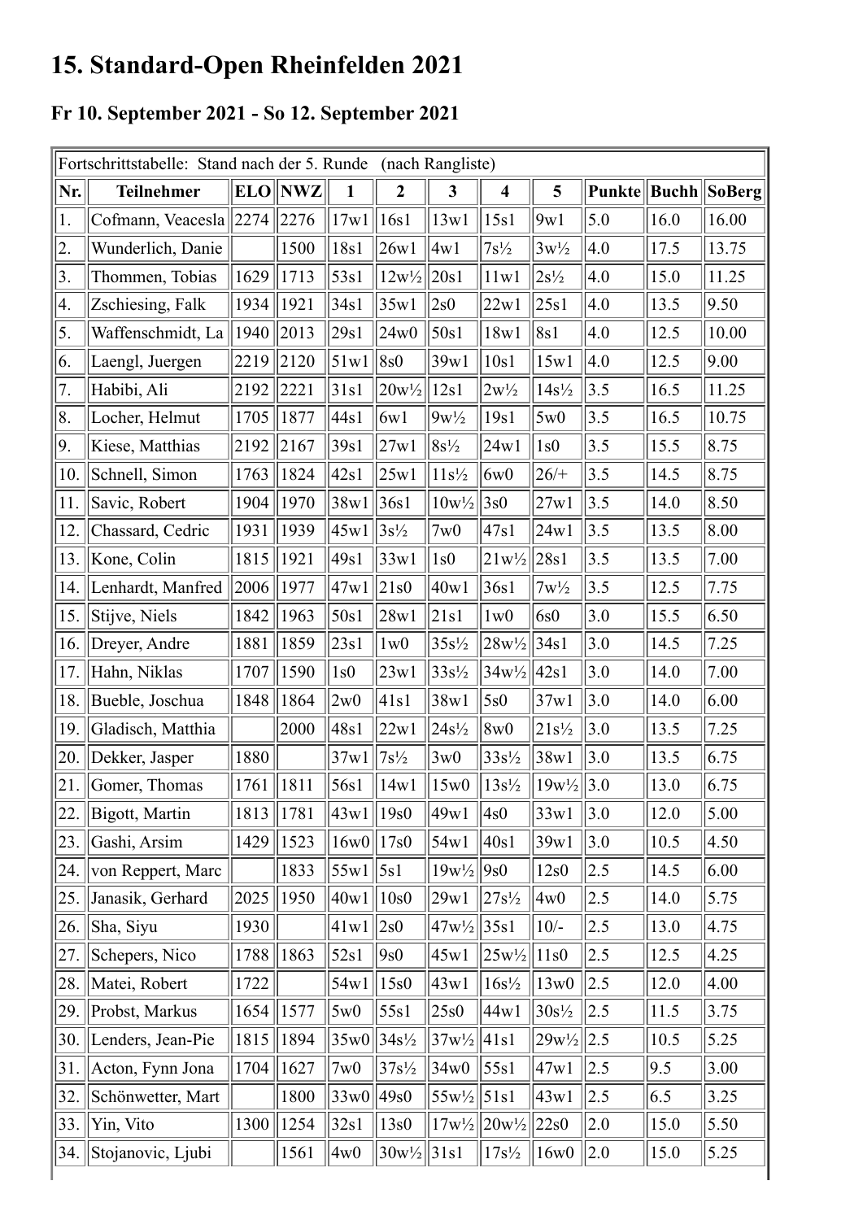# 15. Standard-Open Rheinfelden 2021

## Fr 10. September 2021 - So 12. September 2021

| Fortschrittstabelle: Stand nach der 5. Runde (nach Rangliste) | | | | | | | | | | | |
|---|---|---|---|---|---|---|---|---|---|---|---|
| Nr. | Teilnehmer | ELO | NWZ | 1 | 2 | 3 | 4 | 5 | Punkte | Buchh | SoBerg |
| 1. | Cofmann, Veacesla | 2274 | 2276 | 17w1 | 16s1 | 13w1 | 15s1 | 9w1 | 5.0 | 16.0 | 16.00 |
| 2. | Wunderlich, Danie | | 1500 | 18s1 | 26w1 | 4w1 | 7s½ | 3w½ | 4.0 | 17.5 | 13.75 |
| 3. | Thommen, Tobias | 1629 | 1713 | 53s1 | 12w½ | 20s1 | 11w1 | 2s½ | 4.0 | 15.0 | 11.25 |
| 4. | Zschiesing, Falk | 1934 | 1921 | 34s1 | 35w1 | 2s0 | 22w1 | 25s1 | 4.0 | 13.5 | 9.50 |
| 5. | Waffenschmidt, La | 1940 | 2013 | 29s1 | 24w0 | 50s1 | 18w1 | 8s1 | 4.0 | 12.5 | 10.00 |
| 6. | Laengl, Juergen | 2219 | 2120 | 51w1 | 8s0 | 39w1 | 10s1 | 15w1 | 4.0 | 12.5 | 9.00 |
| 7. | Habibi, Ali | 2192 | 2221 | 31s1 | 20w½ | 12s1 | 2w½ | 14s½ | 3.5 | 16.5 | 11.25 |
| 8. | Locher, Helmut | 1705 | 1877 | 44s1 | 6w1 | 9w½ | 19s1 | 5w0 | 3.5 | 16.5 | 10.75 |
| 9. | Kiese, Matthias | 2192 | 2167 | 39s1 | 27w1 | 8s½ | 24w1 | 1s0 | 3.5 | 15.5 | 8.75 |
| 10. | Schnell, Simon | 1763 | 1824 | 42s1 | 25w1 | 11s½ | 6w0 | 26/+ | 3.5 | 14.5 | 8.75 |
| 11. | Savic, Robert | 1904 | 1970 | 38w1 | 36s1 | 10w½ | 3s0 | 27w1 | 3.5 | 14.0 | 8.50 |
| 12. | Chassard, Cedric | 1931 | 1939 | 45w1 | 3s½ | 7w0 | 47s1 | 24w1 | 3.5 | 13.5 | 8.00 |
| 13. | Kone, Colin | 1815 | 1921 | 49s1 | 33w1 | 1s0 | 21w½ | 28s1 | 3.5 | 13.5 | 7.00 |
| 14. | Lenhardt, Manfred | 2006 | 1977 | 47w1 | 21s0 | 40w1 | 36s1 | 7w½ | 3.5 | 12.5 | 7.75 |
| 15. | Stijve, Niels | 1842 | 1963 | 50s1 | 28w1 | 21s1 | 1w0 | 6s0 | 3.0 | 15.5 | 6.50 |
| 16. | Dreyer, Andre | 1881 | 1859 | 23s1 | 1w0 | 35s½ | 28w½ | 34s1 | 3.0 | 14.5 | 7.25 |
| 17. | Hahn, Niklas | 1707 | 1590 | 1s0 | 23w1 | 33s½ | 34w½ | 42s1 | 3.0 | 14.0 | 7.00 |
| 18. | Bueble, Joschua | 1848 | 1864 | 2w0 | 41s1 | 38w1 | 5s0 | 37w1 | 3.0 | 14.0 | 6.00 |
| 19. | Gladisch, Matthia | | 2000 | 48s1 | 22w1 | 24s½ | 8w0 | 21s½ | 3.0 | 13.5 | 7.25 |
| 20. | Dekker, Jasper | 1880 | | 37w1 | 7s½ | 3w0 | 33s½ | 38w1 | 3.0 | 13.5 | 6.75 |
| 21. | Gomer, Thomas | 1761 | 1811 | 56s1 | 14w1 | 15w0 | 13s½ | 19w½ | 3.0 | 13.0 | 6.75 |
| 22. | Bigott, Martin | 1813 | 1781 | 43w1 | 19s0 | 49w1 | 4s0 | 33w1 | 3.0 | 12.0 | 5.00 |
| 23. | Gashi, Arsim | 1429 | 1523 | 16w0 | 17s0 | 54w1 | 40s1 | 39w1 | 3.0 | 10.5 | 4.50 |
| 24. | von Reppert, Marc | | 1833 | 55w1 | 5s1 | 19w½ | 9s0 | 12s0 | 2.5 | 14.5 | 6.00 |
| 25. | Janasik, Gerhard | 2025 | 1950 | 40w1 | 10s0 | 29w1 | 27s½ | 4w0 | 2.5 | 14.0 | 5.75 |
| 26. | Sha, Siyu | 1930 | | 41w1 | 2s0 | 47w½ | 35s1 | 10/- | 2.5 | 13.0 | 4.75 |
| 27. | Schepers, Nico | 1788 | 1863 | 52s1 | 9s0 | 45w1 | 25w½ | 11s0 | 2.5 | 12.5 | 4.25 |
| 28. | Matei, Robert | 1722 | | 54w1 | 15s0 | 43w1 | 16s½ | 13w0 | 2.5 | 12.0 | 4.00 |
| 29. | Probst, Markus | 1654 | 1577 | 5w0 | 55s1 | 25s0 | 44w1 | 30s½ | 2.5 | 11.5 | 3.75 |
| 30. | Lenders, Jean-Pie | 1815 | 1894 | 35w0 | 34s½ | 37w½ | 41s1 | 29w½ | 2.5 | 10.5 | 5.25 |
| 31. | Acton, Fynn Jona | 1704 | 1627 | 7w0 | 37s½ | 34w0 | 55s1 | 47w1 | 2.5 | 9.5 | 3.00 |
| 32. | Schönwetter, Mart | | 1800 | 33w0 | 49s0 | 55w½ | 51s1 | 43w1 | 2.5 | 6.5 | 3.25 |
| 33. | Yin, Vito | 1300 | 1254 | 32s1 | 13s0 | 17w½ | 20w½ | 22s0 | 2.0 | 15.0 | 5.50 |
| 34. | Stojanovic, Ljubi | | 1561 | 4w0 | 30w½ | 31s1 | 17s½ | 16w0 | 2.0 | 15.0 | 5.25 |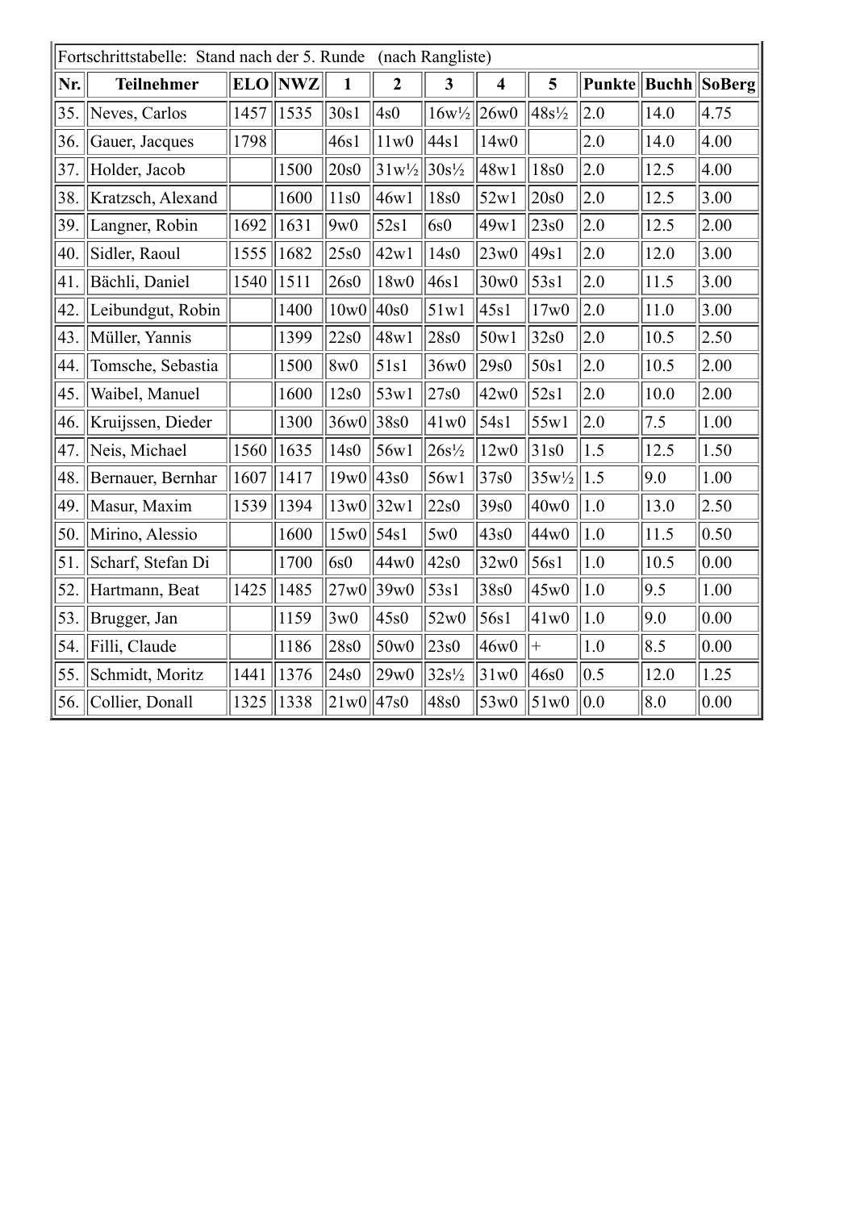| Fortschrittstabelle: Stand nach der 5. Runde (nach Rangliste) | | | | | | | | | | | | |
|---|---|---|---|---|---|---|---|---|---|---|---|---|
| **Nr.** | **Teilnehmer** | **ELO** | **NWZ** | **1** | **2** | **3** | **4** | **5** | **Punkte** | **Buchh** | **SoBerg** |
| 35. | Neves, Carlos | 1457 | 1535 | 30s1 | 4s0 | 16w½ | 26w0 | 48s½ | 2.0 | 14.0 | 4.75 |
| 36. | Gauer, Jacques | 1798 | | 46s1 | 11w0 | 44s1 | 14w0 | | 2.0 | 14.0 | 4.00 |
| 37. | Holder, Jacob | | 1500 | 20s0 | 31w½ | 30s½ | 48w1 | 18s0 | 2.0 | 12.5 | 4.00 |
| 38. | Kratzsch, Alexand | | 1600 | 11s0 | 46w1 | 18s0 | 52w1 | 20s0 | 2.0 | 12.5 | 3.00 |
| 39. | Langner, Robin | 1692 | 1631 | 9w0 | 52s1 | 6s0 | 49w1 | 23s0 | 2.0 | 12.5 | 2.00 |
| 40. | Sidler, Raoul | 1555 | 1682 | 25s0 | 42w1 | 14s0 | 23w0 | 49s1 | 2.0 | 12.0 | 3.00 |
| 41. | Bächli, Daniel | 1540 | 1511 | 26s0 | 18w0 | 46s1 | 30w0 | 53s1 | 2.0 | 11.5 | 3.00 |
| 42. | Leibundgut, Robin | | 1400 | 10w0 | 40s0 | 51w1 | 45s1 | 17w0 | 2.0 | 11.0 | 3.00 |
| 43. | Müller, Yannis | | 1399 | 22s0 | 48w1 | 28s0 | 50w1 | 32s0 | 2.0 | 10.5 | 2.50 |
| 44. | Tomsche, Sebastia | | 1500 | 8w0 | 51s1 | 36w0 | 29s0 | 50s1 | 2.0 | 10.5 | 2.00 |
| 45. | Waibel, Manuel | | 1600 | 12s0 | 53w1 | 27s0 | 42w0 | 52s1 | 2.0 | 10.0 | 2.00 |
| 46. | Kruijssen, Dieder | | 1300 | 36w0 | 38s0 | 41w0 | 54s1 | 55w1 | 2.0 | 7.5 | 1.00 |
| 47. | Neis, Michael | 1560 | 1635 | 14s0 | 56w1 | 26s½ | 12w0 | 31s0 | 1.5 | 12.5 | 1.50 |
| 48. | Bernauer, Bernhar | 1607 | 1417 | 19w0 | 43s0 | 56w1 | 37s0 | 35w½ | 1.5 | 9.0 | 1.00 |
| 49. | Masur, Maxim | 1539 | 1394 | 13w0 | 32w1 | 22s0 | 39s0 | 40w0 | 1.0 | 13.0 | 2.50 |
| 50. | Mirino, Alessio | | 1600 | 15w0 | 54s1 | 5w0 | 43s0 | 44w0 | 1.0 | 11.5 | 0.50 |
| 51. | Scharf, Stefan Di | | 1700 | 6s0 | 44w0 | 42s0 | 32w0 | 56s1 | 1.0 | 10.5 | 0.00 |
| 52. | Hartmann, Beat | 1425 | 1485 | 27w0 | 39w0 | 53s1 | 38s0 | 45w0 | 1.0 | 9.5 | 1.00 |
| 53. | Brugger, Jan | | 1159 | 3w0 | 45s0 | 52w0 | 56s1 | 41w0 | 1.0 | 9.0 | 0.00 |
| 54. | Filli, Claude | | 1186 | 28s0 | 50w0 | 23s0 | 46w0 | + | 1.0 | 8.5 | 0.00 |
| 55. | Schmidt, Moritz | 1441 | 1376 | 24s0 | 29w0 | 32s½ | 31w0 | 46s0 | 0.5 | 12.0 | 1.25 |
| 56. | Collier, Donall | 1325 | 1338 | 21w0 | 47s0 | 48s0 | 53w0 | 51w0 | 0.0 | 8.0 | 0.00 |